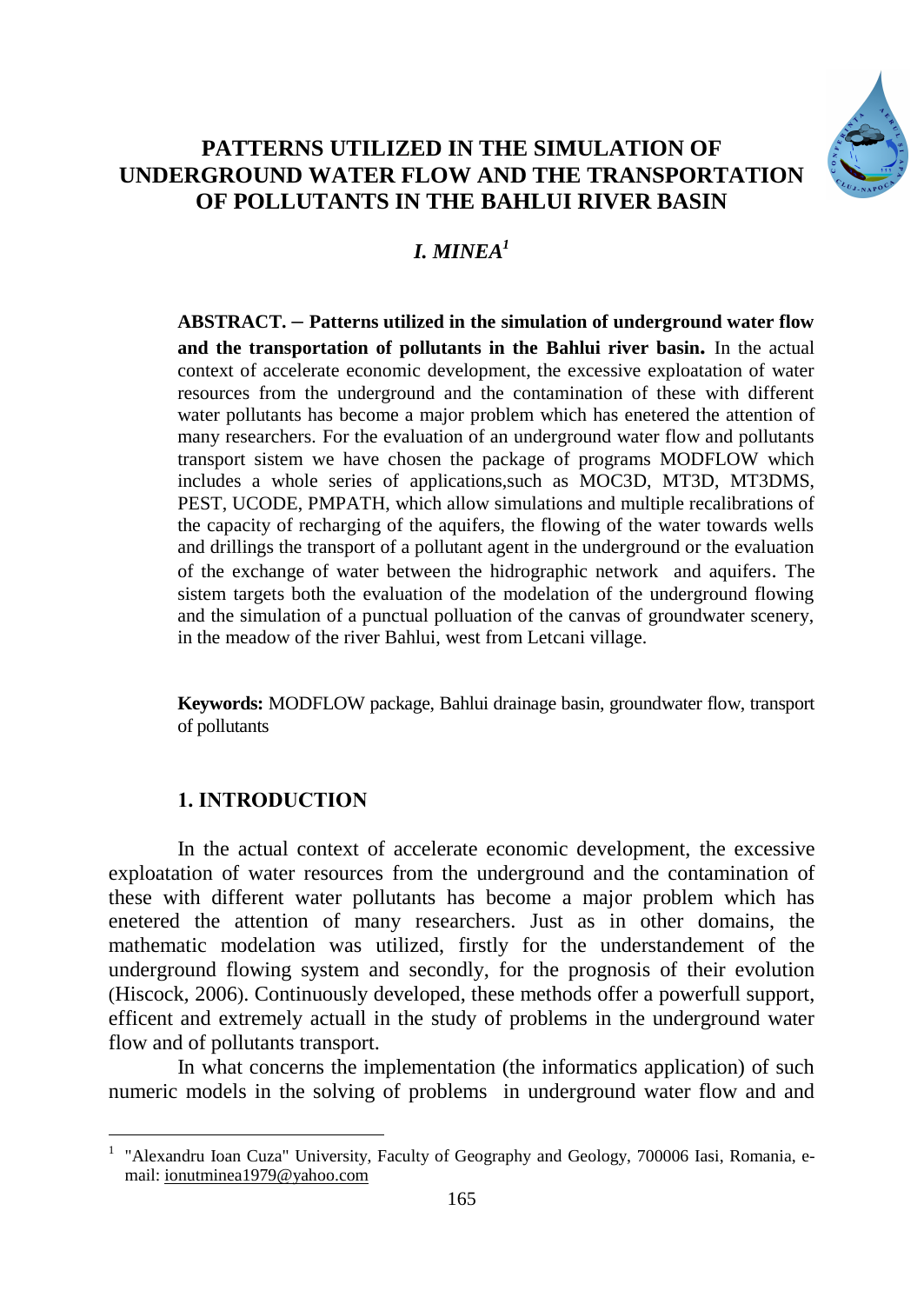# PATTERNS UTILIZED IN THE SIMULATION OF UNDERGROUND WATER FLOW AND THE TRANSPORTATION OF POLLUTANTS IN THE BAHLUI RIVER BASIN

***I. MINEA[1]***

**ABSTRACT. – Patterns utilized in the simulation of underground water flow and the transportation of pollutants in the Bahlui river basin.** In the actual context of accelerate economic development, the excessive exploatation of water resources from the underground and the contamination of these with different water pollutants has become a major problem which has enetered the attention of many researchers. For the evaluation of an underground water flow and pollutants transport sistem we have chosen the package of programs MODFLOW which includes a whole series of applications,such as MOC3D, MT3D, MT3DMS, PEST, UCODE, PMPATH, which allow simulations and multiple recalibrations of the capacity of recharging of the aquifers, the flowing of the water towards wells and drillings the transport of a pollutant agent in the underground or the evaluation of the exchange of water between the hidrographic network and aquifers. The sistem targets both the evaluation of the modelation of the underground flowing and the simulation of a punctual polluation of the canvas of groundwater scenery, in the meadow of the river Bahlui, west from Letcani village.

**Keywords:** MODFLOW package, Bahlui drainage basin, groundwater flow, transport of pollutants

## 1. INTRODUCTION

In the actual context of accelerate economic development, the excessive exploatation of water resources from the underground and the contamination of these with different water pollutants has become a major problem which has enetered the attention of many researchers. Just as in other domains, the mathematic modelation was utilized, firstly for the understandement of the underground flowing system and secondly, for the prognosis of their evolution (Hiscock, 2006). Continuously developed, these methods offer a powerfull support, efficent and extremely actuall in the study of problems in the underground water flow and of pollutants transport.

In what concerns the implementation (the informatics application) of such numeric models in the solving of problems in underground water flow and and

[1] "Alexandru Ioan Cuza" University, Faculty of Geography and Geology, 700006 Iasi, Romania, e-mail: ionutminea1979@yahoo.com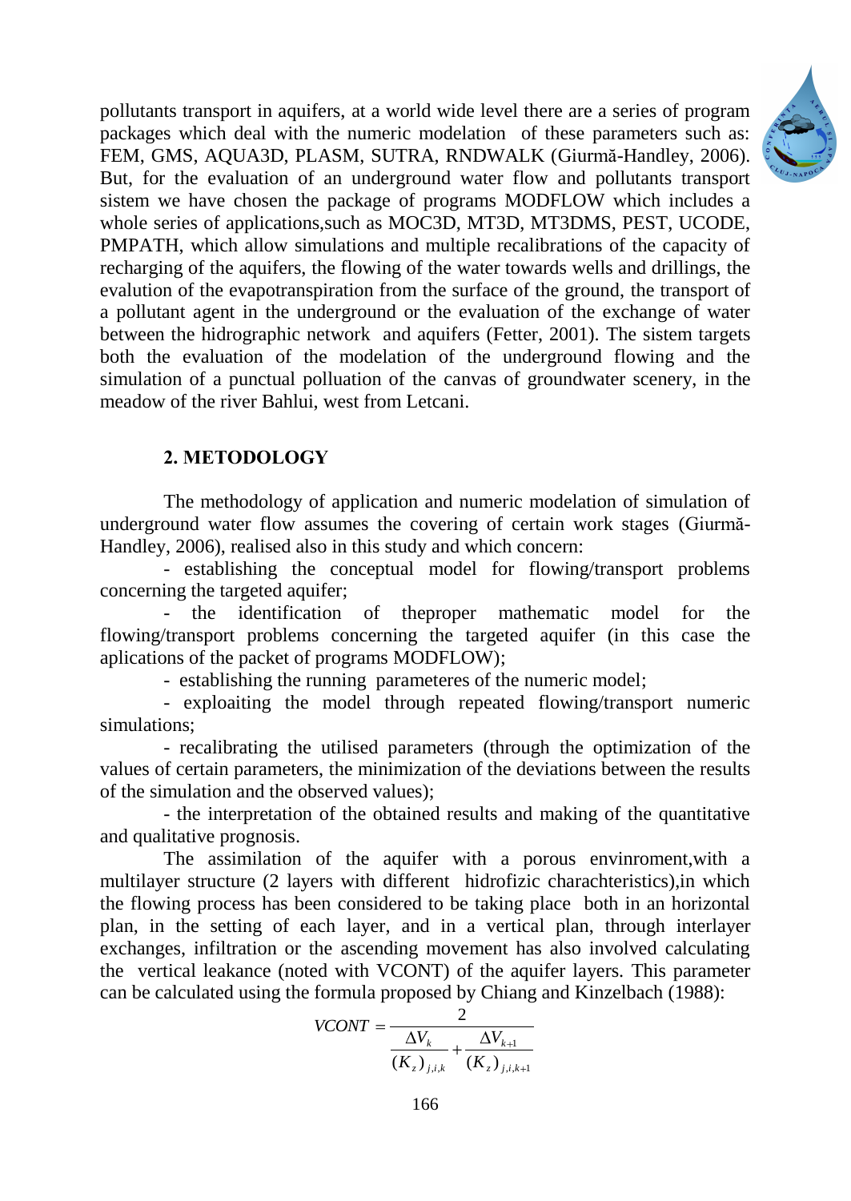pollutants transport in aquifers, at a world wide level there are a series of program packages which deal with the numeric modelation of these parameters such as: FEM, GMS, AQUA3D, PLASM, SUTRA, RNDWALK (Giurmă-Handley, 2006). But, for the evaluation of an underground water flow and pollutants transport sistem we have chosen the package of programs MODFLOW which includes a whole series of applications,such as MOC3D, MT3D, MT3DMS, PEST, UCODE, PMPATH, which allow simulations and multiple recalibrations of the capacity of recharging of the aquifers, the flowing of the water towards wells and drillings, the evalution of the evapotranspiration from the surface of the ground, the transport of a pollutant agent in the underground or the evaluation of the exchange of water between the hidrographic network and aquifers (Fetter, 2001). The sistem targets both the evaluation of the modelation of the underground flowing and the simulation of a punctual pollution of the canvas of groundwater scenery, in the meadow of the river Bahlui, west from Letcani.

## 2. METODOLOGY

The methodology of application and numeric modelation of simulation of underground water flow assumes the covering of certain work stages (Giurmă-Handley, 2006), realised also in this study and which concern:

- establishing the conceptual model for flowing/transport problems concerning the targeted aquifer;
- the identification of theproper mathematic model for the flowing/transport problems concerning the targeted aquifer (in this case the aplications of the packet of programs MODFLOW);
- establishing the running parameteres of the numeric model;
- exploaiting the model through repeated flowing/transport numeric simulations;
- recalibrating the utilised parameters (through the optimization of the values of certain parameters, the minimization of the deviations between the results of the simulation and the observed values);
- the interpretation of the obtained results and making of the quantitative and qualitative prognosis.

The assimilation of the aquifer with a porous envinronment,with a multilayer structure (2 layers with different hidrofizic charachteristics),in which the flowing process has been considered to be taking place both in an horizontal plan, in the setting of each layer, and in a vertical plan, through interlayer exchanges, infiltration or the ascending movement has also involved calculating the vertical leakance (noted with VCONT) of the aquifer layers. This parameter can be calculated using the formula proposed by Chiang and Kinzelbach (1988):

$$VCONT = \frac{2}{\dfrac{\Delta V_k}{(K_z)_{j,i,k}} + \dfrac{\Delta V_{k+1}}{(K_z)_{j,i,k+1}}}$$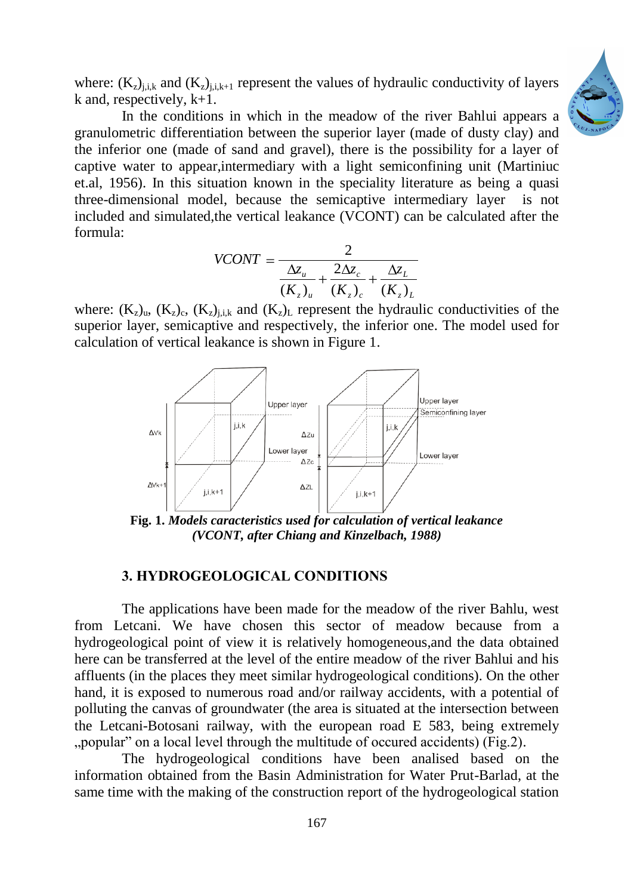where: $(K_z)_{j,i,k}$ and $(K_z)_{j,i,k+1}$ represent the values of hydraulic conductivity of layers k and, respectively, k+1.

In the conditions in which in the meadow of the river Bahlui appears a granulometric differentiation between the superior layer (made of dusty clay) and the inferior one (made of sand and gravel), there is the possibility for a layer of captive water to appear,intermediary with a light semiconfining unit (Martiniuc et.al, 1956). In this situation known in the speciality literature as being a quasi three-dimensional model, because the semicaptive intermediary layer is not included and simulated,the vertical leakance (VCONT) can be calculated after the formula:

$$VCONT = \frac{2}{\dfrac{\Delta z_u}{(K_z)_u} + \dfrac{2\Delta z_c}{(K_z)_c} + \dfrac{\Delta z_L}{(K_z)_L}}$$

where: $(K_z)_u$, $(K_z)_c$, $(K_z)_{j,i,k}$ and $(K_z)_L$ represent the hydraulic conductivities of the superior layer, semicaptive and respectively, the inferior one. The model used for calculation of vertical leakance is shown in Figure 1.

**Fig. 1.** ***Models caracteristics used for calculation of vertical leakance (VCONT, after Chiang and Kinzelbach, 1988)***

## 3. HYDROGEOLOGICAL CONDITIONS

The applications have been made for the meadow of the river Bahlu, west from Letcani. We have chosen this sector of meadow because from a hydrogeological point of view it is relatively homogeneous,and the data obtained here can be transferred at the level of the entire meadow of the river Bahlui and his affluents (in the places they meet similar hydrogeological conditions). On the other hand, it is exposed to numerous road and/or railway accidents, with a potential of polluting the canvas of groundwater (the area is situated at the intersection between the Letcani-Botosani railway, with the european road E 583, being extremely „popular" on a local level through the multitude of occured accidents) (Fig.2).

The hydrogeological conditions have been analised based on the information obtained from the Basin Administration for Water Prut-Barlad, at the same time with the making of the construction report of the hydrogeological station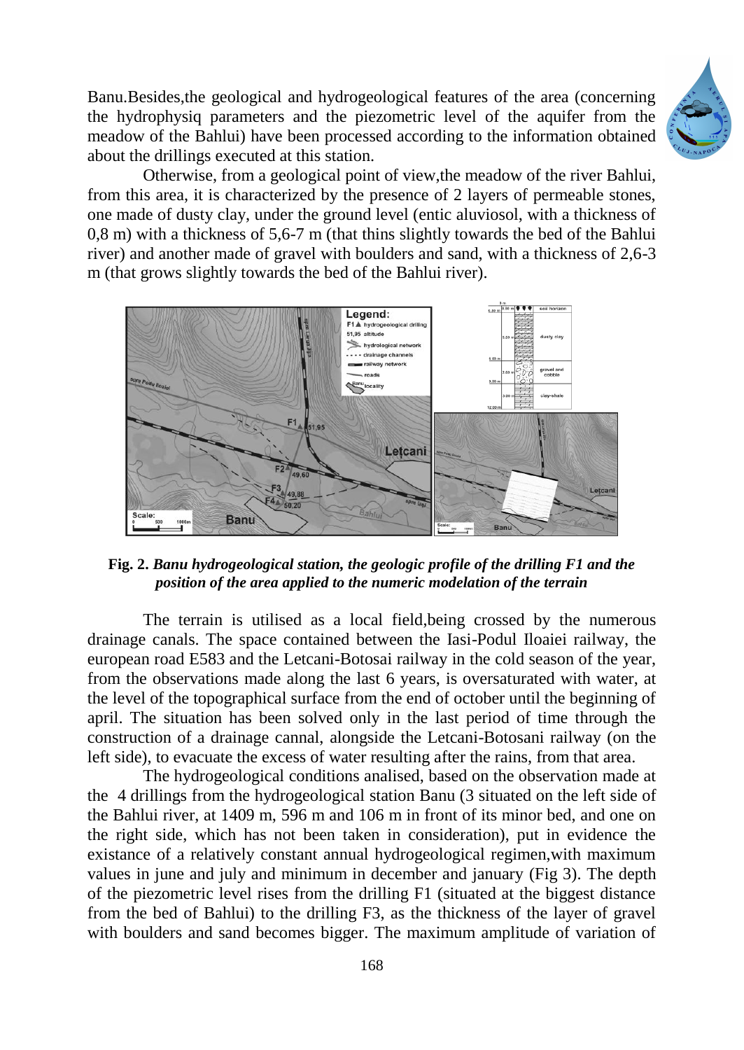Banu.Besides,the geological and hydrogeological features of the area (concerning the hydrophysiq parameters and the piezometric level of the aquifer from the meadow of the Bahlui) have been processed according to the information obtained about the drillings executed at this station.

Otherwise, from a geological point of view,the meadow of the river Bahlui, from this area, it is characterized by the presence of 2 layers of permeable stones, one made of dusty clay, under the ground level (entic aluviosol, with a thickness of 0,8 m) with a thickness of 5,6-7 m (that thins slightly towards the bed of the Bahlui river) and another made of gravel with boulders and sand, with a thickness of 2,6-3 m (that grows slightly towards the bed of the Bahlui river).

**Fig. 2.** ***Banu hydrogeological station, the geologic profile of the drilling F1 and the position of the area applied to the numeric modelation of the terrain***

The terrain is utilised as a local field,being crossed by the numerous drainage canals. The space contained between the Iasi-Podul Iloaiei railway, the european road E583 and the Letcani-Botosai railway in the cold season of the year, from the observations made along the last 6 years, is oversaturated with water, at the level of the topographical surface from the end of october until the beginning of april. The situation has been solved only in the last period of time through the construction of a drainage cannal, alongside the Letcani-Botosani railway (on the left side), to evacuate the excess of water resulting after the rains, from that area.

The hydrogeological conditions analised, based on the observation made at the 4 drillings from the hydrogeological station Banu (3 situated on the left side of the Bahlui river, at 1409 m, 596 m and 106 m in front of its minor bed, and one on the right side, which has not been taken in consideration), put in evidence the existance of a relatively constant annual hydrogeological regimen,with maximum values in june and july and minimum in december and january (Fig 3). The depth of the piezometric level rises from the drilling F1 (situated at the biggest distance from the bed of Bahlui) to the drilling F3, as the thickness of the layer of gravel with boulders and sand becomes bigger. The maximum amplitude of variation of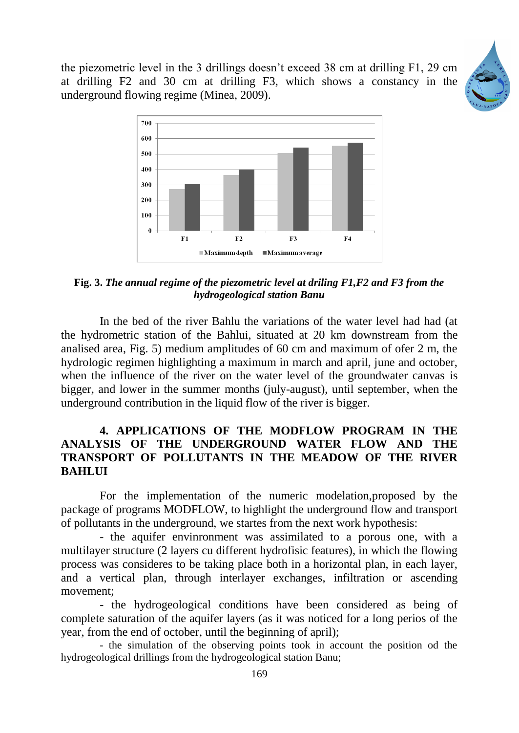the piezometric level in the 3 drillings doesn't exceed 38 cm at drilling F1, 29 cm at drilling F2 and 30 cm at drilling F3, which shows a constancy in the underground flowing regime (Minea, 2009).

**Fig. 3.** ***The annual regime of the piezometric level at driling F1,F2 and F3 from the hydrogeological station Banu***

In the bed of the river Bahlu the variations of the water level had had (at the hydrometric station of the Bahlui, situated at 20 km downstream from the analised area, Fig. 5) medium amplitudes of 60 cm and maximum of ofer 2 m, the hydrologic regimen highlighting a maximum in march and april, june and october, when the influence of the river on the water level of the groundwater canvas is bigger, and lower in the summer months (july-august), until september, when the underground contribution in the liquid flow of the river is bigger.

## 4. APPLICATIONS OF THE MODFLOW PROGRAM IN THE ANALYSIS OF THE UNDERGROUND WATER FLOW AND THE TRANSPORT OF POLLUTANTS IN THE MEADOW OF THE RIVER BAHLUI

For the implementation of the numeric modelation,proposed by the package of programs MODFLOW, to highlight the underground flow and transport of pollutants in the underground, we startes from the next work hypothesis:

- the aquifer envinronment was assimilated to a porous one, with a multilayer structure (2 layers cu different hydrofisic features), in which the flowing process was consideres to be taking place both in a horizontal plan, in each layer, and a vertical plan, through interlayer exchanges, infiltration or ascending movement;
- the hydrogeological conditions have been considered as being of complete saturation of the aquifer layers (as it was noticed for a long perios of the year, from the end of october, until the beginning of april);
- the simulation of the observing points took in account the position od the hydrogeological drillings from the hydrogeological station Banu;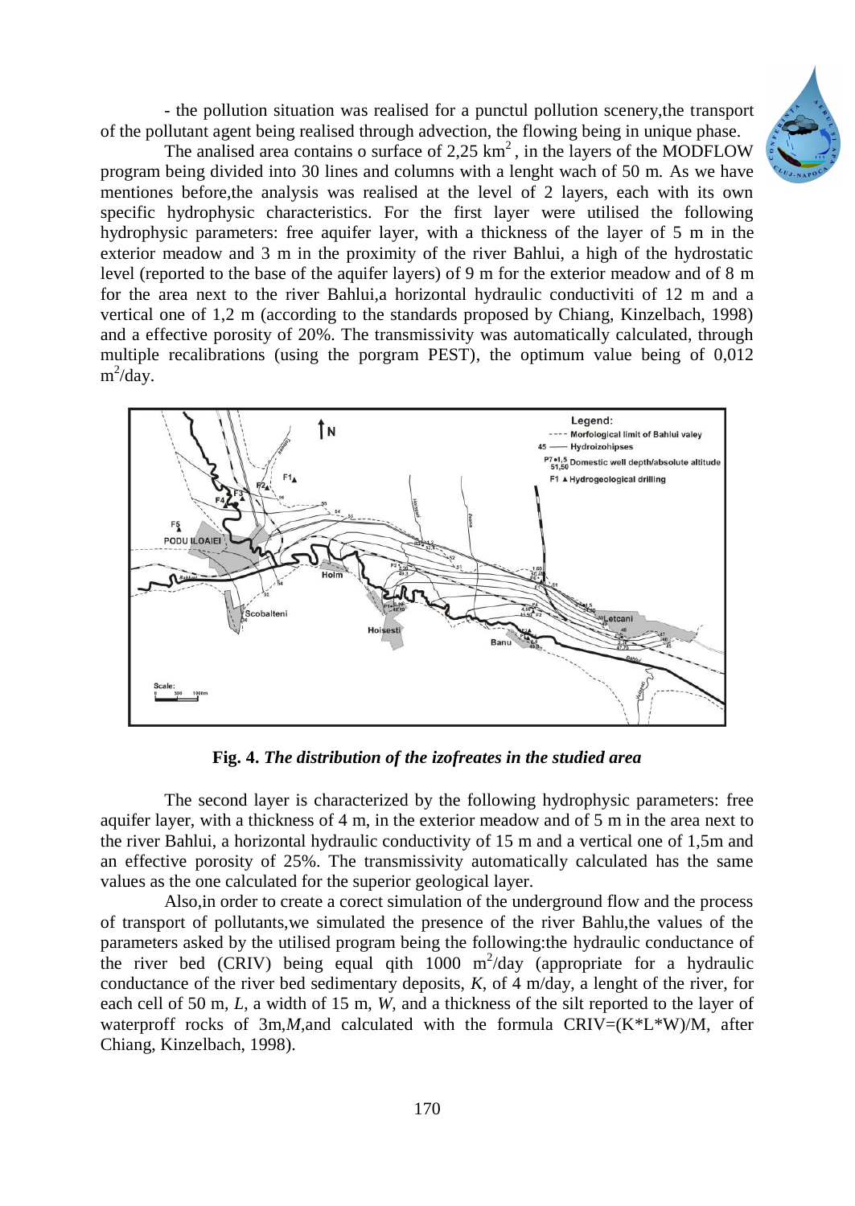- the pollution situation was realised for a punctul pollution scenery,the transport of the pollutant agent being realised through advection, the flowing being in unique phase.

The analised area contains o surface of 2,25 $km^2$ , in the layers of the MODFLOW program being divided into 30 lines and columns with a lenght wach of 50 m. As we have mentiones before,the analysis was realised at the level of 2 layers, each with its own specific hydrophysic characteristics. For the first layer were utilised the following hydrophysic parameters: free aquifer layer, with a thickness of the layer of 5 m in the exterior meadow and 3 m in the proximity of the river Bahlui, a high of the hydrostatic level (reported to the base of the aquifer layers) of 9 m for the exterior meadow and of 8 m for the area next to the river Bahlui,a horizontal hydraulic conductiviti of 12 m and a vertical one of 1,2 m (according to the standards proposed by Chiang, Kinzelbach, 1998) and a effective porosity of 20%. The transmissivity was automatically calculated, through multiple recalibrations (using the porgram PEST), the optimum value being of 0,012 $m^2$/day.

**Fig. 4.** ***The distribution of the izofreates in the studied area***

The second layer is characterized by the following hydrophysic parameters: free aquifer layer, with a thickness of 4 m, in the exterior meadow and of 5 m in the area next to the river Bahlui, a horizontal hydraulic conductivity of 15 m and a vertical one of 1,5m and an effective porosity of 25%. The transmissivity automatically calculated has the same values as the one calculated for the superior geological layer.

Also,in order to create a corect simulation of the underground flow and the process of transport of pollutants,we simulated the presence of the river Bahlu,the values of the parameters asked by the utilised program being the following:the hydraulic conductance of the river bed (CRIV) being equal qith 1000 $m^2$/day (appropriate for a hydraulic conductance of the river bed sedimentary deposits, *K*, of 4 m/day, a lenght of the river, for each cell of 50 m, *L*, a width of 15 m, *W*, and a thickness of the silt reported to the layer of waterproff rocks of 3m,*M*,and calculated with the formula $CRIV=(K*L*W)/M$, after Chiang, Kinzelbach, 1998).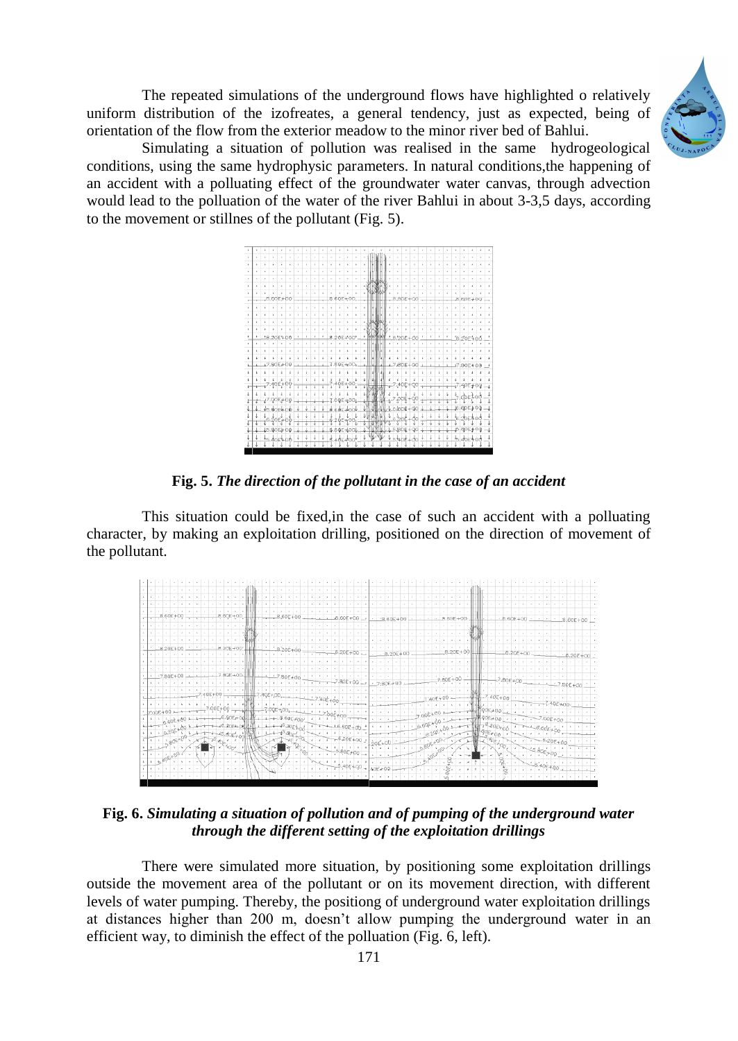The repeated simulations of the underground flows have highlighted o relatively uniform distribution of the izofreates, a general tendency, just as expected, being of orientation of the flow from the exterior meadow to the minor river bed of Bahlui.

Simulating a situation of pollution was realised in the same hydrogeological conditions, using the same hydrophysic parameters. In natural conditions,the happening of an accident with a polluating effect of the groundwater water canvas, through advection would lead to the pollution of the water of the river Bahlui in about 3-3,5 days, according to the movement or stillnes of the pollutant (Fig. 5).

**Fig. 5.** ***The direction of the pollutant in the case of an accident***

This situation could be fixed,in the case of such an accident with a polluating character, by making an exploitation drilling, positioned on the direction of movement of the pollutant.

**Fig. 6.** ***Simulating a situation of pollution and of pumping of the underground water through the different setting of the exploitation drillings***

There were simulated more situation, by positioning some exploitation drillings outside the movement area of the pollutant or on its movement direction, with different levels of water pumping. Thereby, the positiong of underground water exploitation drillings at distances higher than 200 m, doesn't allow pumping the underground water in an efficient way, to diminish the effect of the pollution (Fig. 6, left).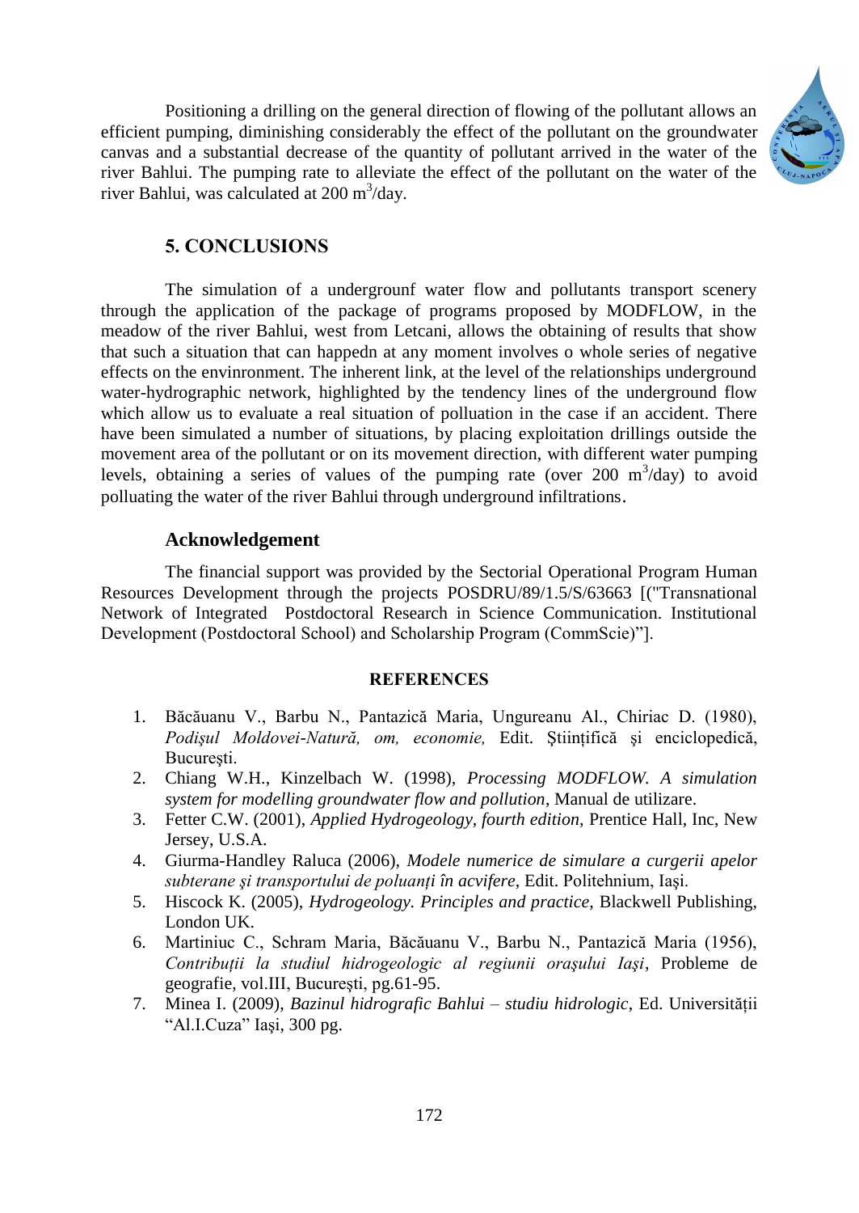Positioning a drilling on the general direction of flowing of the pollutant allows an efficient pumping, diminishing considerably the effect of the pollutant on the groundwater canvas and a substantial decrease of the quantity of pollutant arrived in the water of the river Bahlui. The pumping rate to alleviate the effect of the pollutant on the water of the river Bahlui, was calculated at 200 $m^3$/day.

## 5. CONCLUSIONS

The simulation of a undergrounf water flow and pollutants transport scenery through the application of the package of programs proposed by MODFLOW, in the meadow of the river Bahlui, west from Letcani, allows the obtaining of results that show that such a situation that can happedn at any moment involves o whole series of negative effects on the envinronment. The inherent link, at the level of the relationships underground water-hydrographic network, highlighted by the tendency lines of the underground flow which allow us to evaluate a real situation of pollution in the case if an accident. There have been simulated a number of situations, by placing exploitation drillings outside the movement area of the pollutant or on its movement direction, with different water pumping levels, obtaining a series of values of the pumping rate (over 200 $m^3$/day) to avoid polluating the water of the river Bahlui through underground infiltrations.

## Acknowledgement

The financial support was provided by the Sectorial Operational Program Human Resources Development through the projects POSDRU/89/1.5/S/63663 [("Transnational Network of Integrated Postdoctoral Research in Science Communication. Institutional Development (Postdoctoral School) and Scholarship Program (CommScie)"].

## REFERENCES

1. Băcăuanu V., Barbu N., Pantazică Maria, Ungureanu Al., Chiriac D. (1980), *Podişul Moldovei-Natură, om, economie,* Edit. Ştiinţifică şi enciclopedică, Bucureşti.
2. Chiang W.H., Kinzelbach W. (1998), *Processing MODFLOW. A simulation system for modelling groundwater flow and pollution*, Manual de utilizare.
3. Fetter C.W. (2001), *Applied Hydrogeology, fourth edition,* Prentice Hall, Inc, New Jersey, U.S.A.
4. Giurma-Handley Raluca (2006), *Modele numerice de simulare a curgerii apelor subterane şi transportului de poluanţi în acvifere*, Edit. Politehnium, Iaşi.
5. Hiscock K. (2005), *Hydrogeology. Principles and practice,* Blackwell Publishing, London UK.
6. Martiniuc C., Schram Maria, Băcăuanu V., Barbu N., Pantazică Maria (1956), *Contribuţii la studiul hidrogeologic al regiunii oraşului Iaşi*, Probleme de geografie, vol.III, Bucureşti, pg.61-95.
7. Minea I. (2009), *Bazinul hidrografic Bahlui – studiu hidrologic*, Ed. Universităţii "Al.I.Cuza" Iaşi, 300 pg.